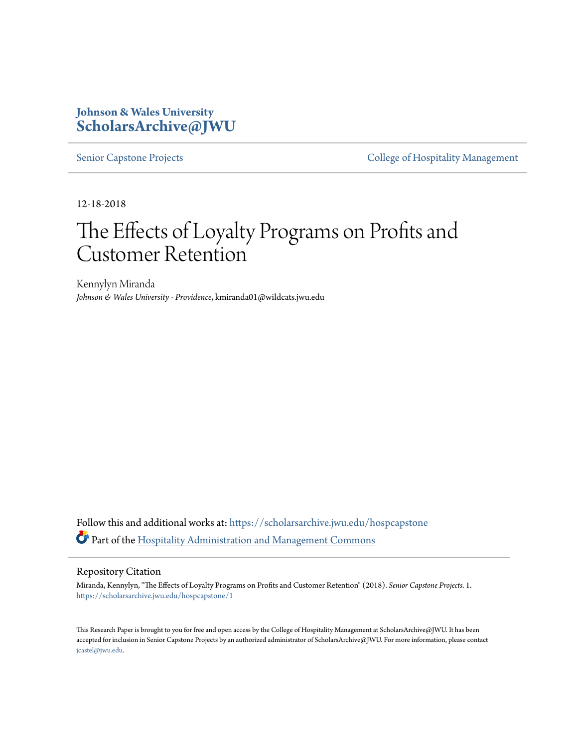Johnson & Wales University
**ScholarsArchive@JWU**

Senior Capstone Projects | College of Hospitality Management

12-18-2018

# The Effects of Loyalty Programs on Profits and Customer Retention

Kennylyn Miranda
*Johnson & Wales University - Providence*, kmiranda01@wildcats.jwu.edu

Follow this and additional works at: https://scholarsarchive.jwu.edu/hospcapstone

Part of the Hospitality Administration and Management Commons

## Repository Citation

Miranda, Kennylyn, "The Effects of Loyalty Programs on Profits and Customer Retention" (2018). *Senior Capstone Projects*. 1.
https://scholarsarchive.jwu.edu/hospcapstone/1

This Research Paper is brought to you for free and open access by the College of Hospitality Management at ScholarsArchive@JWU. It has been accepted for inclusion in Senior Capstone Projects by an authorized administrator of ScholarsArchive@JWU. For more information, please contact jcastel@jwu.edu.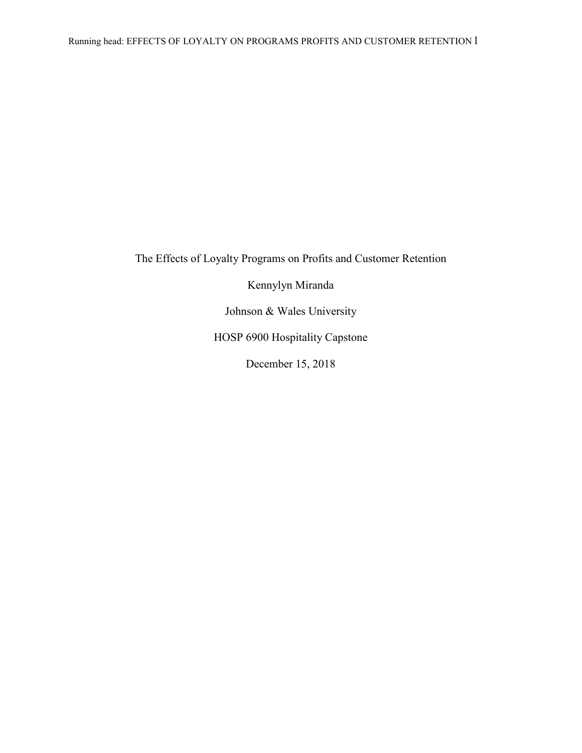The Effects of Loyalty Programs on Profits and Customer Retention

Kennylyn Miranda

Johnson & Wales University

HOSP 6900 Hospitality Capstone

December 15, 2018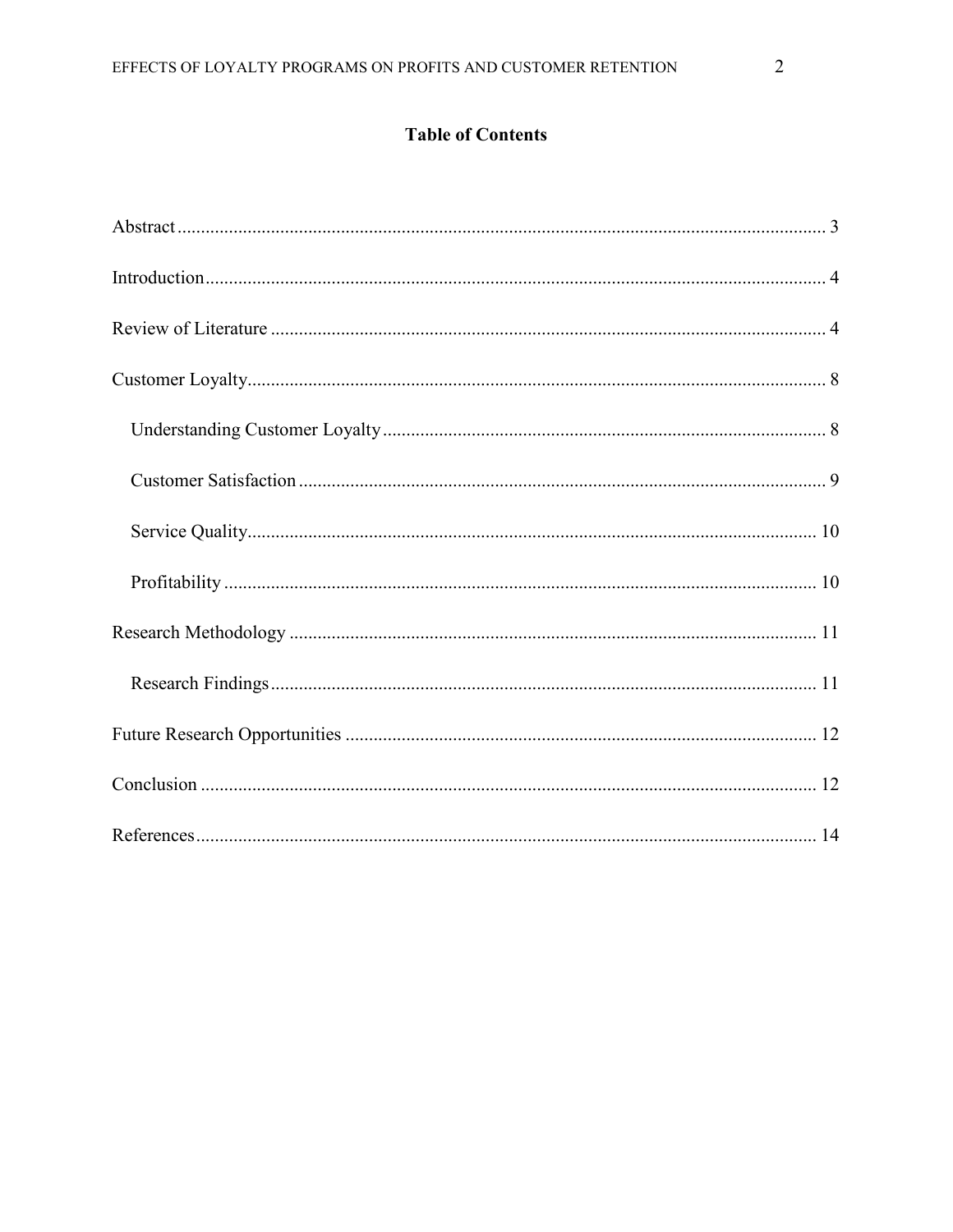# Table of Contents

Abstract ........................................................................................................................ 3

Introduction ................................................................................................................... 4

Review of Literature ...................................................................................................... 4

Customer Loyalty .......................................................................................................... 8

- Understanding Customer Loyalty .............................................................................. 8
- Customer Satisfaction ................................................................................................ 9
- Service Quality ......................................................................................................... 10
- Profitability .............................................................................................................. 10

Research Methodology ................................................................................................ 11

- Research Findings .................................................................................................... 11

Future Research Opportunities .................................................................................... 12

Conclusion ................................................................................................................... 12

References .................................................................................................................... 14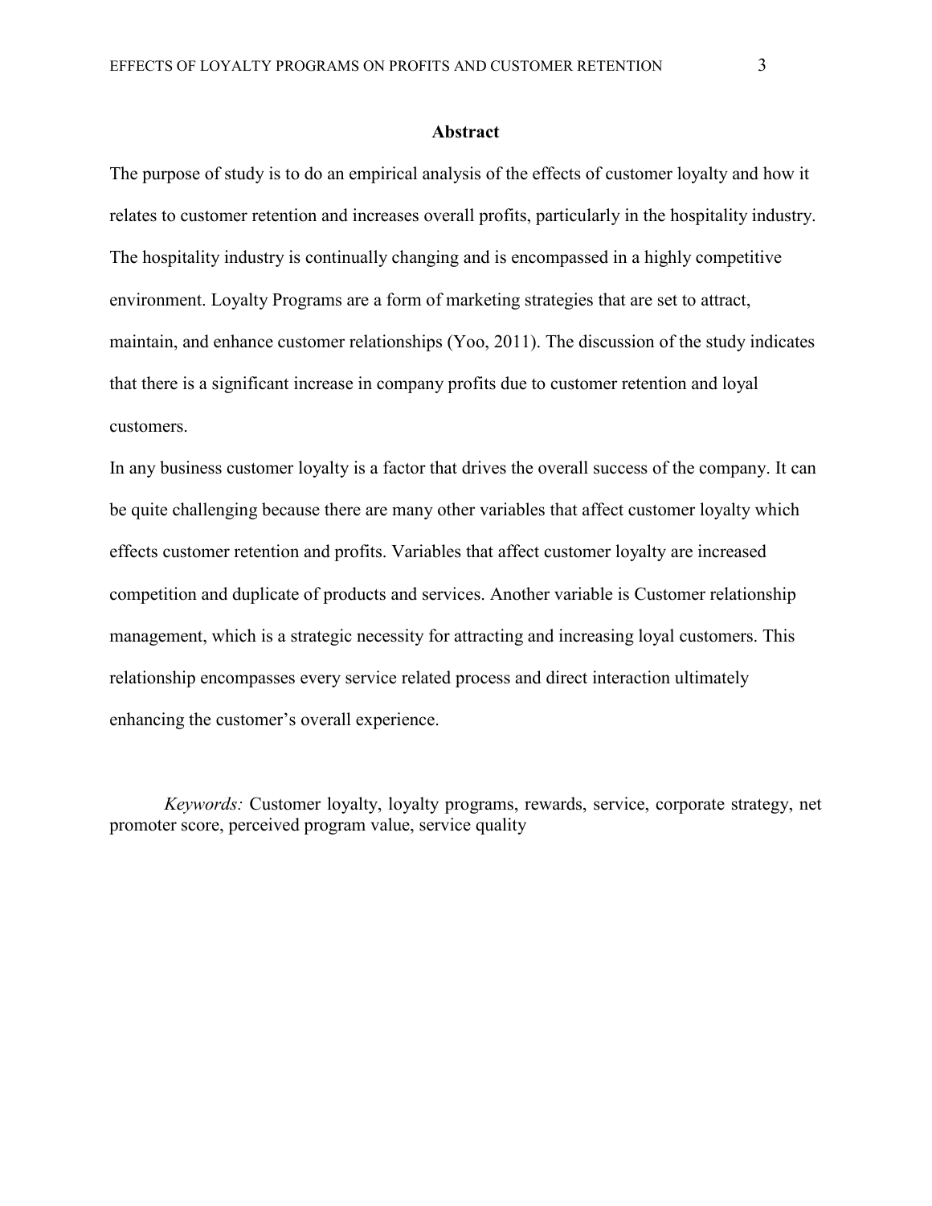## Abstract

The purpose of study is to do an empirical analysis of the effects of customer loyalty and how it relates to customer retention and increases overall profits, particularly in the hospitality industry. The hospitality industry is continually changing and is encompassed in a highly competitive environment. Loyalty Programs are a form of marketing strategies that are set to attract, maintain, and enhance customer relationships (Yoo, 2011). The discussion of the study indicates that there is a significant increase in company profits due to customer retention and loyal customers.

In any business customer loyalty is a factor that drives the overall success of the company. It can be quite challenging because there are many other variables that affect customer loyalty which effects customer retention and profits. Variables that affect customer loyalty are increased competition and duplicate of products and services. Another variable is Customer relationship management, which is a strategic necessity for attracting and increasing loyal customers. This relationship encompasses every service related process and direct interaction ultimately enhancing the customer's overall experience.

*Keywords:* Customer loyalty, loyalty programs, rewards, service, corporate strategy, net promoter score, perceived program value, service quality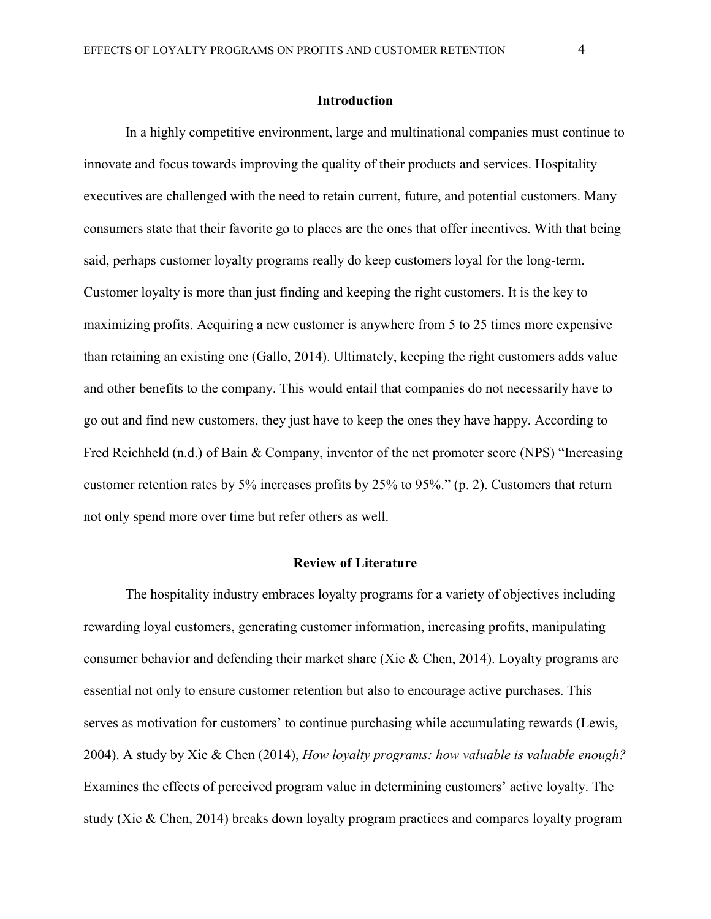## Introduction

In a highly competitive environment, large and multinational companies must continue to innovate and focus towards improving the quality of their products and services. Hospitality executives are challenged with the need to retain current, future, and potential customers. Many consumers state that their favorite go to places are the ones that offer incentives. With that being said, perhaps customer loyalty programs really do keep customers loyal for the long-term. Customer loyalty is more than just finding and keeping the right customers. It is the key to maximizing profits. Acquiring a new customer is anywhere from 5 to 25 times more expensive than retaining an existing one (Gallo, 2014). Ultimately, keeping the right customers adds value and other benefits to the company. This would entail that companies do not necessarily have to go out and find new customers, they just have to keep the ones they have happy. According to Fred Reichheld (n.d.) of Bain & Company, inventor of the net promoter score (NPS) "Increasing customer retention rates by 5% increases profits by 25% to 95%." (p. 2). Customers that return not only spend more over time but refer others as well.

## Review of Literature

The hospitality industry embraces loyalty programs for a variety of objectives including rewarding loyal customers, generating customer information, increasing profits, manipulating consumer behavior and defending their market share (Xie & Chen, 2014). Loyalty programs are essential not only to ensure customer retention but also to encourage active purchases. This serves as motivation for customers' to continue purchasing while accumulating rewards (Lewis, 2004). A study by Xie & Chen (2014), *How loyalty programs: how valuable is valuable enough?* Examines the effects of perceived program value in determining customers' active loyalty. The study (Xie & Chen, 2014) breaks down loyalty program practices and compares loyalty program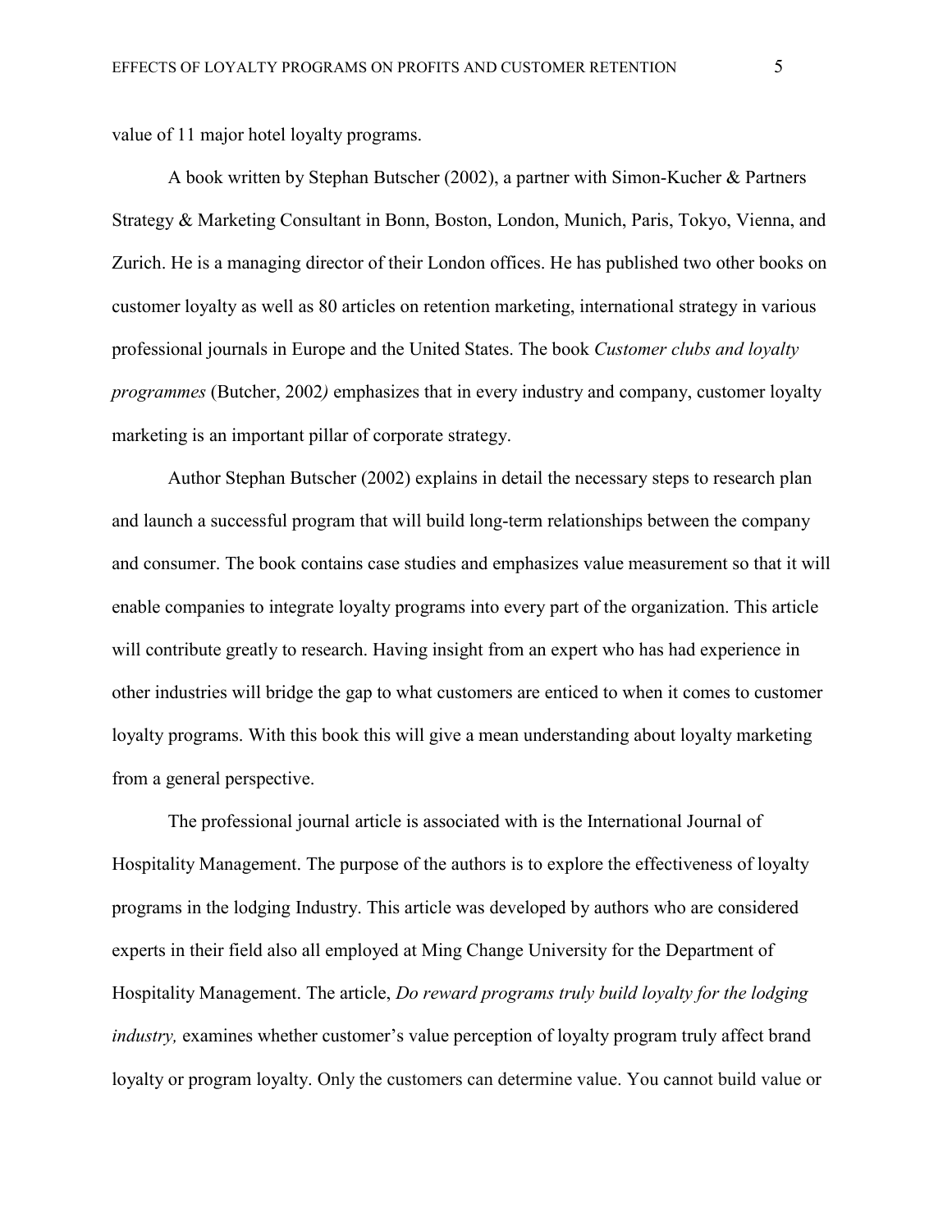value of 11 major hotel loyalty programs.

A book written by Stephan Butscher (2002), a partner with Simon-Kucher & Partners Strategy & Marketing Consultant in Bonn, Boston, London, Munich, Paris, Tokyo, Vienna, and Zurich. He is a managing director of their London offices. He has published two other books on customer loyalty as well as 80 articles on retention marketing, international strategy in various professional journals in Europe and the United States. The book *Customer clubs and loyalty programmes* (Butcher, 2002*)* emphasizes that in every industry and company, customer loyalty marketing is an important pillar of corporate strategy.

Author Stephan Butscher (2002) explains in detail the necessary steps to research plan and launch a successful program that will build long-term relationships between the company and consumer. The book contains case studies and emphasizes value measurement so that it will enable companies to integrate loyalty programs into every part of the organization. This article will contribute greatly to research. Having insight from an expert who has had experience in other industries will bridge the gap to what customers are enticed to when it comes to customer loyalty programs. With this book this will give a mean understanding about loyalty marketing from a general perspective.

The professional journal article is associated with is the International Journal of Hospitality Management. The purpose of the authors is to explore the effectiveness of loyalty programs in the lodging Industry. This article was developed by authors who are considered experts in their field also all employed at Ming Change University for the Department of Hospitality Management. The article, *Do reward programs truly build loyalty for the lodging industry,* examines whether customer's value perception of loyalty program truly affect brand loyalty or program loyalty. Only the customers can determine value. You cannot build value or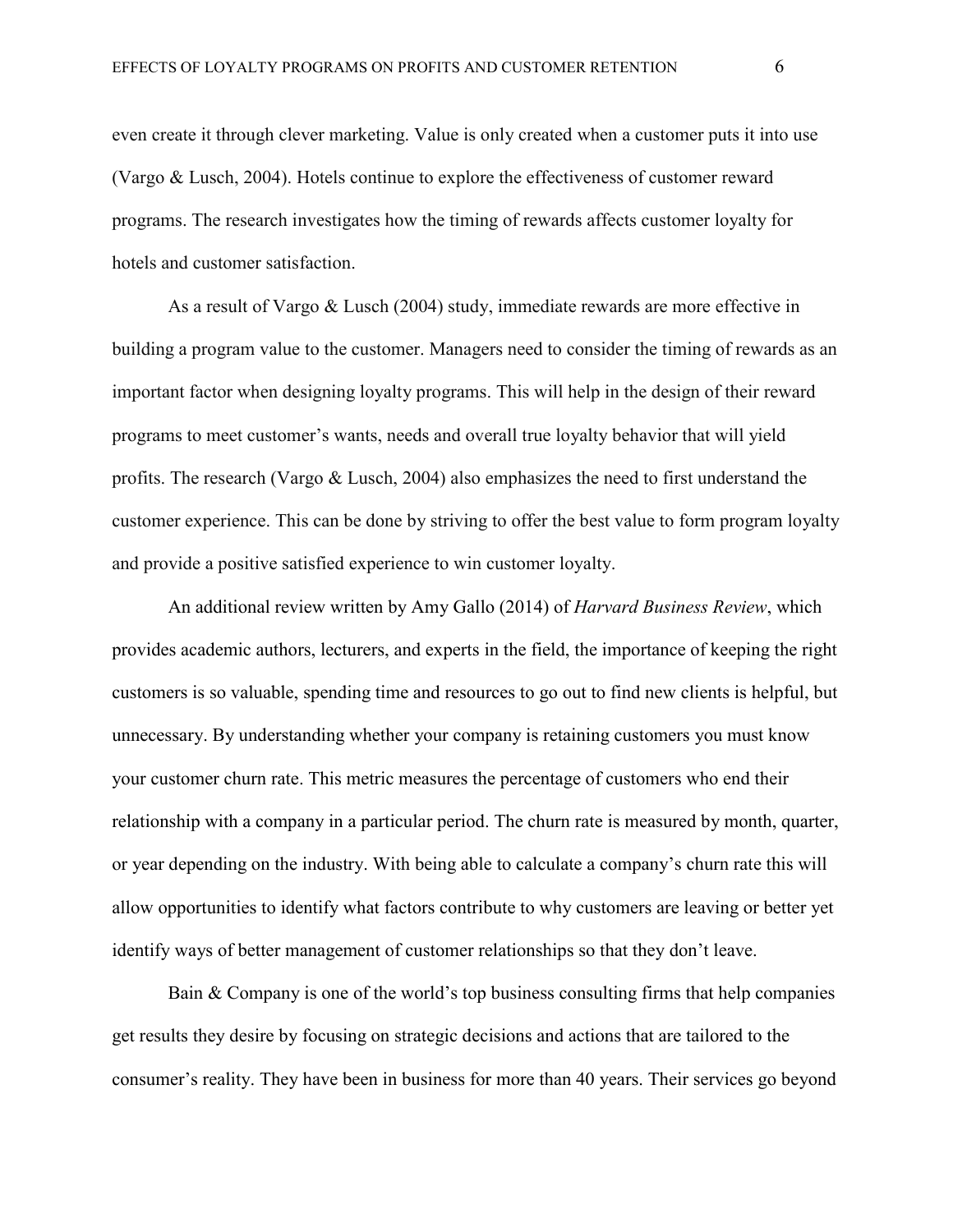even create it through clever marketing. Value is only created when a customer puts it into use (Vargo & Lusch, 2004). Hotels continue to explore the effectiveness of customer reward programs. The research investigates how the timing of rewards affects customer loyalty for hotels and customer satisfaction.

As a result of Vargo & Lusch (2004) study, immediate rewards are more effective in building a program value to the customer. Managers need to consider the timing of rewards as an important factor when designing loyalty programs. This will help in the design of their reward programs to meet customer's wants, needs and overall true loyalty behavior that will yield profits. The research (Vargo & Lusch, 2004) also emphasizes the need to first understand the customer experience. This can be done by striving to offer the best value to form program loyalty and provide a positive satisfied experience to win customer loyalty.

An additional review written by Amy Gallo (2014) of *Harvard Business Review*, which provides academic authors, lecturers, and experts in the field, the importance of keeping the right customers is so valuable, spending time and resources to go out to find new clients is helpful, but unnecessary. By understanding whether your company is retaining customers you must know your customer churn rate. This metric measures the percentage of customers who end their relationship with a company in a particular period. The churn rate is measured by month, quarter, or year depending on the industry. With being able to calculate a company's churn rate this will allow opportunities to identify what factors contribute to why customers are leaving or better yet identify ways of better management of customer relationships so that they don't leave.

Bain & Company is one of the world's top business consulting firms that help companies get results they desire by focusing on strategic decisions and actions that are tailored to the consumer's reality. They have been in business for more than 40 years. Their services go beyond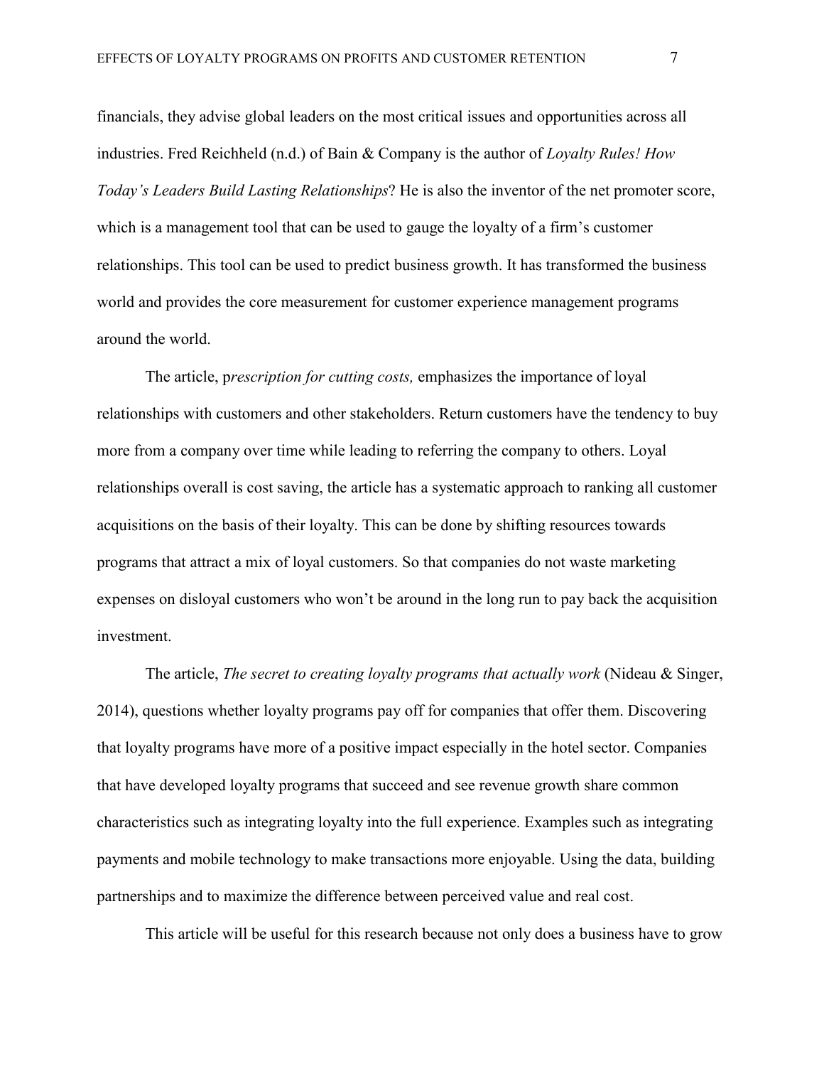financials, they advise global leaders on the most critical issues and opportunities across all industries. Fred Reichheld (n.d.) of Bain & Company is the author of *Loyalty Rules! How Today's Leaders Build Lasting Relationships*? He is also the inventor of the net promoter score, which is a management tool that can be used to gauge the loyalty of a firm's customer relationships. This tool can be used to predict business growth. It has transformed the business world and provides the core measurement for customer experience management programs around the world.

The article, p*rescription for cutting costs,* emphasizes the importance of loyal relationships with customers and other stakeholders. Return customers have the tendency to buy more from a company over time while leading to referring the company to others. Loyal relationships overall is cost saving, the article has a systematic approach to ranking all customer acquisitions on the basis of their loyalty. This can be done by shifting resources towards programs that attract a mix of loyal customers. So that companies do not waste marketing expenses on disloyal customers who won't be around in the long run to pay back the acquisition investment.

The article, *The secret to creating loyalty programs that actually work* (Nideau & Singer, 2014), questions whether loyalty programs pay off for companies that offer them. Discovering that loyalty programs have more of a positive impact especially in the hotel sector. Companies that have developed loyalty programs that succeed and see revenue growth share common characteristics such as integrating loyalty into the full experience. Examples such as integrating payments and mobile technology to make transactions more enjoyable. Using the data, building partnerships and to maximize the difference between perceived value and real cost.

This article will be useful for this research because not only does a business have to grow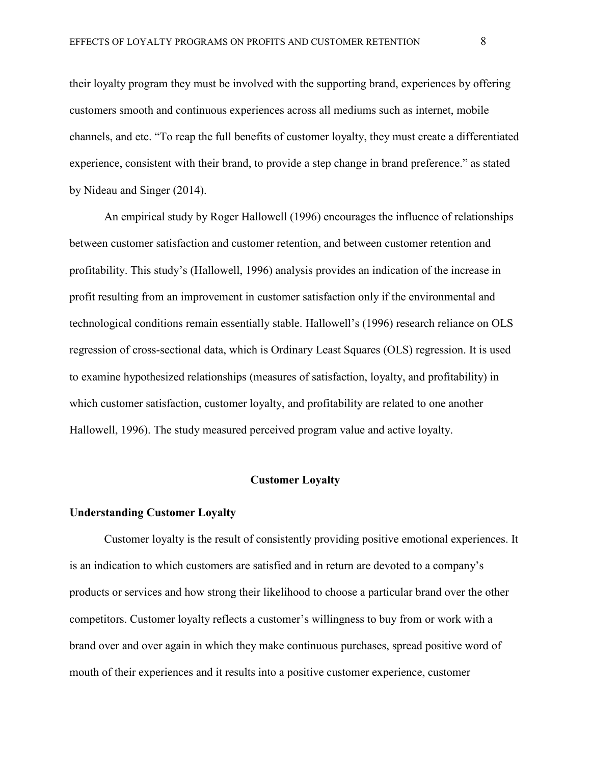their loyalty program they must be involved with the supporting brand, experiences by offering customers smooth and continuous experiences across all mediums such as internet, mobile channels, and etc. "To reap the full benefits of customer loyalty, they must create a differentiated experience, consistent with their brand, to provide a step change in brand preference." as stated by Nideau and Singer (2014).

An empirical study by Roger Hallowell (1996) encourages the influence of relationships between customer satisfaction and customer retention, and between customer retention and profitability. This study's (Hallowell, 1996) analysis provides an indication of the increase in profit resulting from an improvement in customer satisfaction only if the environmental and technological conditions remain essentially stable. Hallowell's (1996) research reliance on OLS regression of cross-sectional data, which is Ordinary Least Squares (OLS) regression. It is used to examine hypothesized relationships (measures of satisfaction, loyalty, and profitability) in which customer satisfaction, customer loyalty, and profitability are related to one another Hallowell, 1996). The study measured perceived program value and active loyalty.

## Customer Loyalty

### Understanding Customer Loyalty

Customer loyalty is the result of consistently providing positive emotional experiences. It is an indication to which customers are satisfied and in return are devoted to a company's products or services and how strong their likelihood to choose a particular brand over the other competitors. Customer loyalty reflects a customer's willingness to buy from or work with a brand over and over again in which they make continuous purchases, spread positive word of mouth of their experiences and it results into a positive customer experience, customer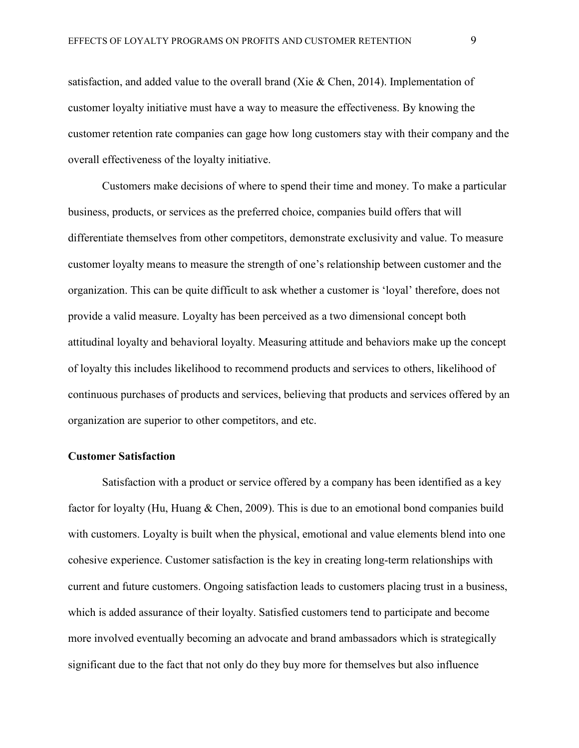satisfaction, and added value to the overall brand (Xie & Chen, 2014). Implementation of customer loyalty initiative must have a way to measure the effectiveness. By knowing the customer retention rate companies can gage how long customers stay with their company and the overall effectiveness of the loyalty initiative.

Customers make decisions of where to spend their time and money. To make a particular business, products, or services as the preferred choice, companies build offers that will differentiate themselves from other competitors, demonstrate exclusivity and value. To measure customer loyalty means to measure the strength of one's relationship between customer and the organization. This can be quite difficult to ask whether a customer is 'loyal' therefore, does not provide a valid measure. Loyalty has been perceived as a two dimensional concept both attitudinal loyalty and behavioral loyalty. Measuring attitude and behaviors make up the concept of loyalty this includes likelihood to recommend products and services to others, likelihood of continuous purchases of products and services, believing that products and services offered by an organization are superior to other competitors, and etc.

**Customer Satisfaction**

Satisfaction with a product or service offered by a company has been identified as a key factor for loyalty (Hu, Huang & Chen, 2009). This is due to an emotional bond companies build with customers. Loyalty is built when the physical, emotional and value elements blend into one cohesive experience. Customer satisfaction is the key in creating long-term relationships with current and future customers. Ongoing satisfaction leads to customers placing trust in a business, which is added assurance of their loyalty. Satisfied customers tend to participate and become more involved eventually becoming an advocate and brand ambassadors which is strategically significant due to the fact that not only do they buy more for themselves but also influence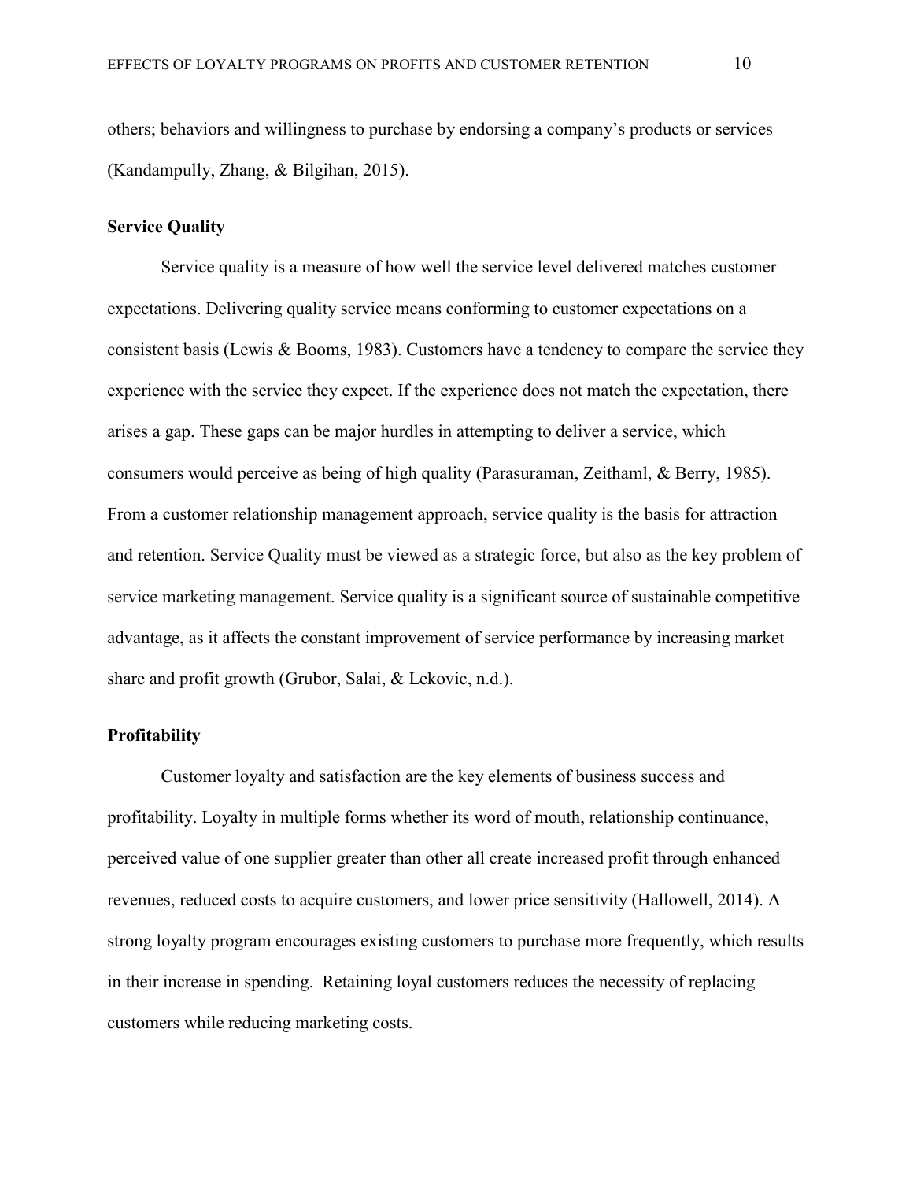others; behaviors and willingness to purchase by endorsing a company's products or services (Kandampully, Zhang, & Bilgihan, 2015).

**Service Quality**

Service quality is a measure of how well the service level delivered matches customer expectations. Delivering quality service means conforming to customer expectations on a consistent basis (Lewis & Booms, 1983). Customers have a tendency to compare the service they experience with the service they expect. If the experience does not match the expectation, there arises a gap. These gaps can be major hurdles in attempting to deliver a service, which consumers would perceive as being of high quality (Parasuraman, Zeithaml, & Berry, 1985). From a customer relationship management approach, service quality is the basis for attraction and retention. Service Quality must be viewed as a strategic force, but also as the key problem of service marketing management. Service quality is a significant source of sustainable competitive advantage, as it affects the constant improvement of service performance by increasing market share and profit growth (Grubor, Salai, & Lekovic, n.d.).

**Profitability**

Customer loyalty and satisfaction are the key elements of business success and profitability. Loyalty in multiple forms whether its word of mouth, relationship continuance, perceived value of one supplier greater than other all create increased profit through enhanced revenues, reduced costs to acquire customers, and lower price sensitivity (Hallowell, 2014). A strong loyalty program encourages existing customers to purchase more frequently, which results in their increase in spending. Retaining loyal customers reduces the necessity of replacing customers while reducing marketing costs.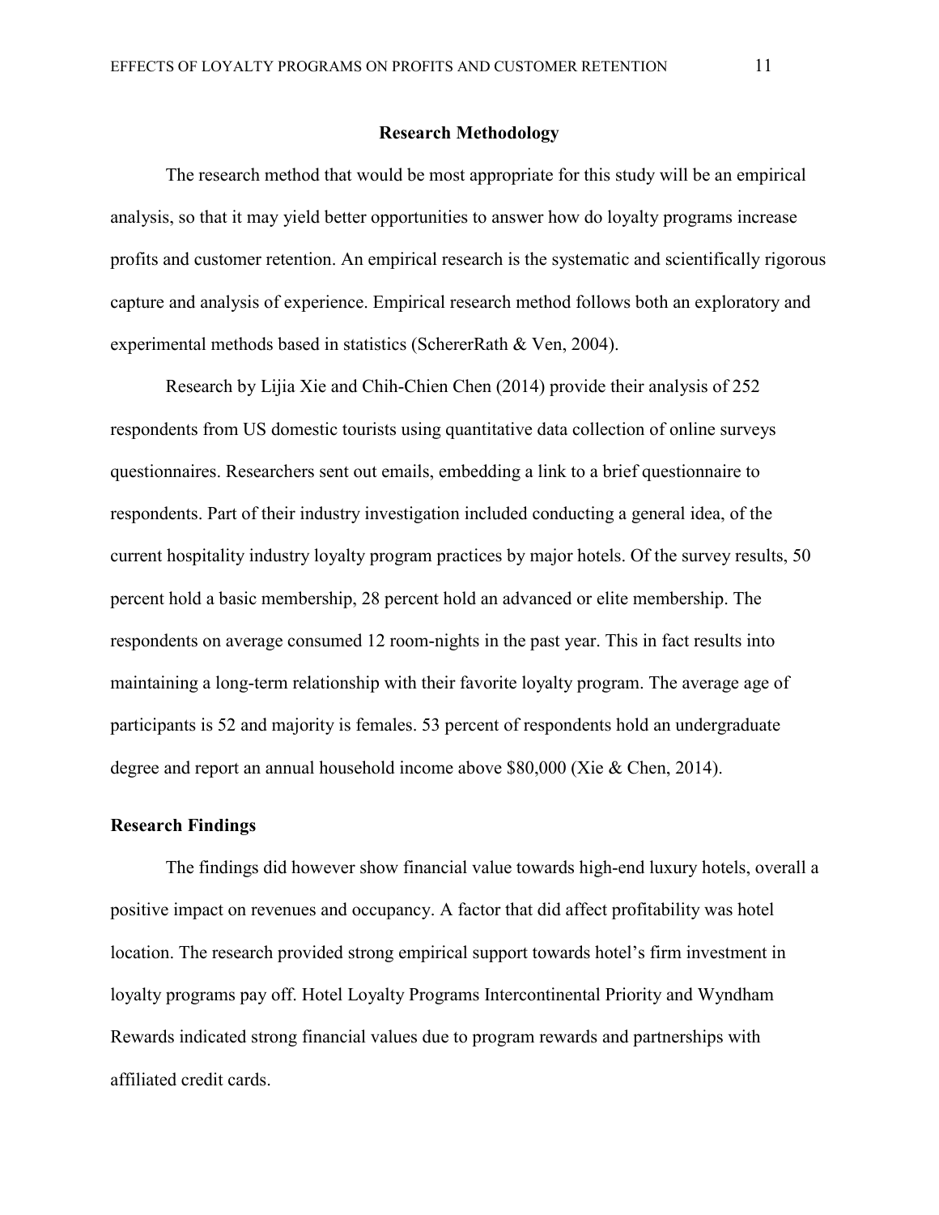## Research Methodology

The research method that would be most appropriate for this study will be an empirical analysis, so that it may yield better opportunities to answer how do loyalty programs increase profits and customer retention. An empirical research is the systematic and scientifically rigorous capture and analysis of experience. Empirical research method follows both an exploratory and experimental methods based in statistics (SchererRath & Ven, 2004).

Research by Lijia Xie and Chih-Chien Chen (2014) provide their analysis of 252 respondents from US domestic tourists using quantitative data collection of online surveys questionnaires. Researchers sent out emails, embedding a link to a brief questionnaire to respondents. Part of their industry investigation included conducting a general idea, of the current hospitality industry loyalty program practices by major hotels. Of the survey results, 50 percent hold a basic membership, 28 percent hold an advanced or elite membership. The respondents on average consumed 12 room-nights in the past year. This in fact results into maintaining a long-term relationship with their favorite loyalty program. The average age of participants is 52 and majority is females. 53 percent of respondents hold an undergraduate degree and report an annual household income above $80,000 (Xie & Chen, 2014).

### Research Findings

The findings did however show financial value towards high-end luxury hotels, overall a positive impact on revenues and occupancy. A factor that did affect profitability was hotel location. The research provided strong empirical support towards hotel's firm investment in loyalty programs pay off. Hotel Loyalty Programs Intercontinental Priority and Wyndham Rewards indicated strong financial values due to program rewards and partnerships with affiliated credit cards.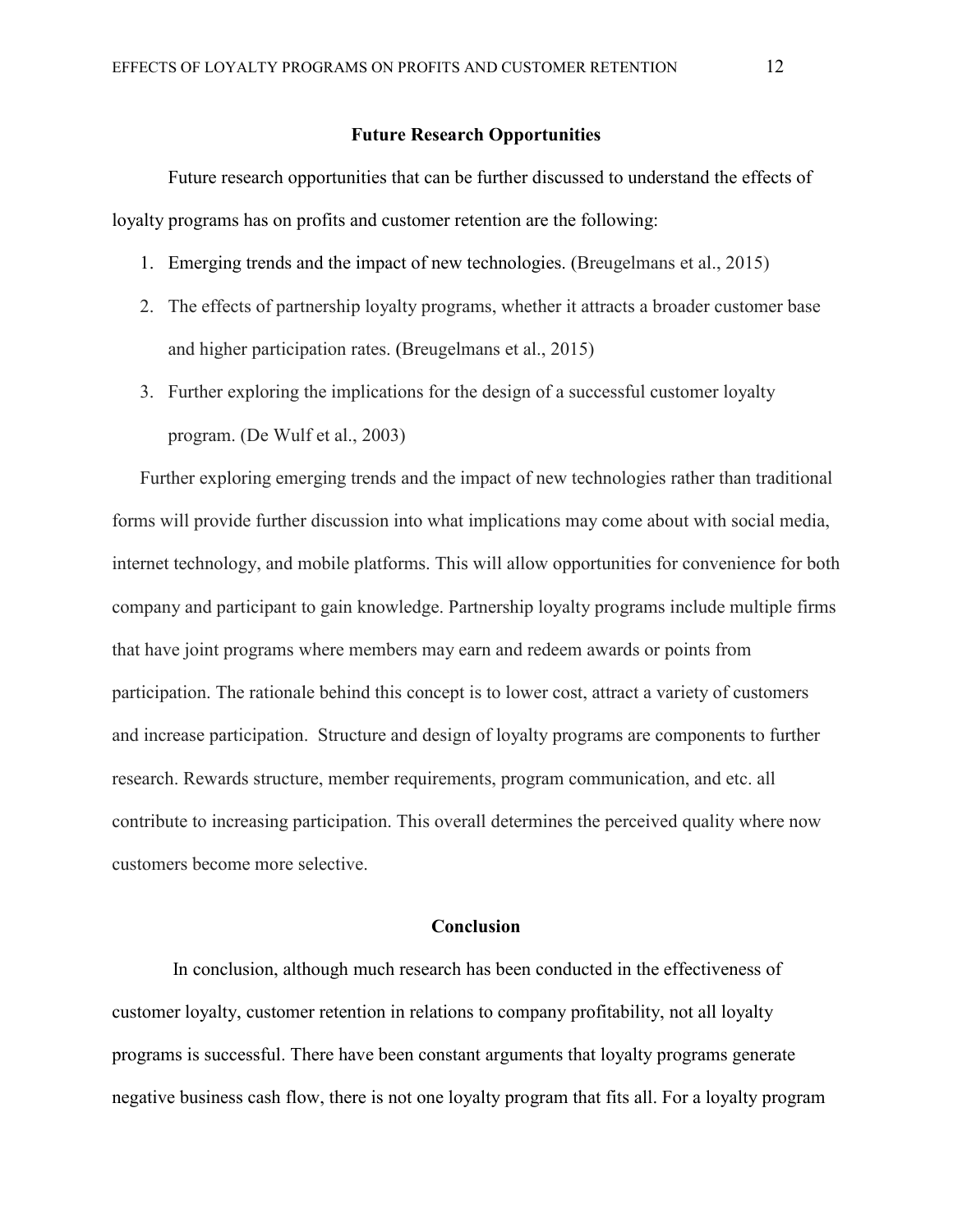## Future Research Opportunities

Future research opportunities that can be further discussed to understand the effects of loyalty programs has on profits and customer retention are the following:

1. Emerging trends and the impact of new technologies. (Breugelmans et al., 2015)
2. The effects of partnership loyalty programs, whether it attracts a broader customer base and higher participation rates. (Breugelmans et al., 2015)
3. Further exploring the implications for the design of a successful customer loyalty program. (De Wulf et al., 2003)

Further exploring emerging trends and the impact of new technologies rather than traditional forms will provide further discussion into what implications may come about with social media, internet technology, and mobile platforms. This will allow opportunities for convenience for both company and participant to gain knowledge. Partnership loyalty programs include multiple firms that have joint programs where members may earn and redeem awards or points from participation. The rationale behind this concept is to lower cost, attract a variety of customers and increase participation. Structure and design of loyalty programs are components to further research. Rewards structure, member requirements, program communication, and etc. all contribute to increasing participation. This overall determines the perceived quality where now customers become more selective.

## Conclusion

In conclusion, although much research has been conducted in the effectiveness of customer loyalty, customer retention in relations to company profitability, not all loyalty programs is successful. There have been constant arguments that loyalty programs generate negative business cash flow, there is not one loyalty program that fits all. For a loyalty program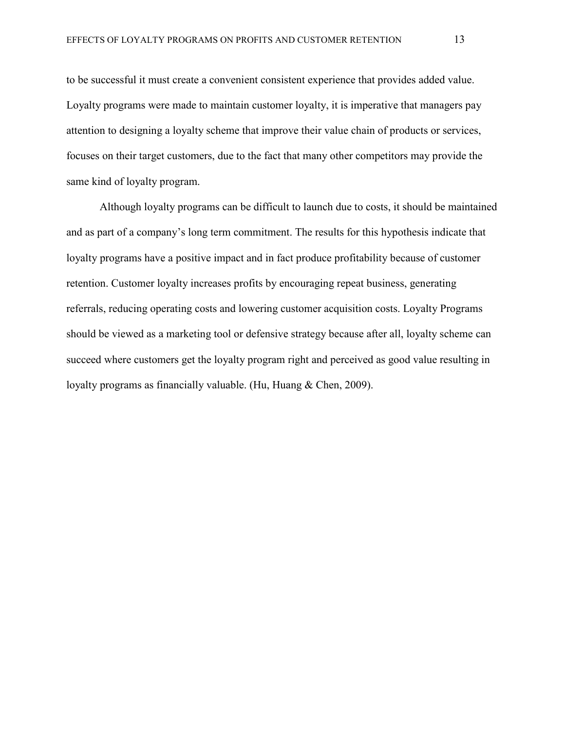to be successful it must create a convenient consistent experience that provides added value. Loyalty programs were made to maintain customer loyalty, it is imperative that managers pay attention to designing a loyalty scheme that improve their value chain of products or services, focuses on their target customers, due to the fact that many other competitors may provide the same kind of loyalty program.

Although loyalty programs can be difficult to launch due to costs, it should be maintained and as part of a company's long term commitment. The results for this hypothesis indicate that loyalty programs have a positive impact and in fact produce profitability because of customer retention. Customer loyalty increases profits by encouraging repeat business, generating referrals, reducing operating costs and lowering customer acquisition costs. Loyalty Programs should be viewed as a marketing tool or defensive strategy because after all, loyalty scheme can succeed where customers get the loyalty program right and perceived as good value resulting in loyalty programs as financially valuable. (Hu, Huang & Chen, 2009).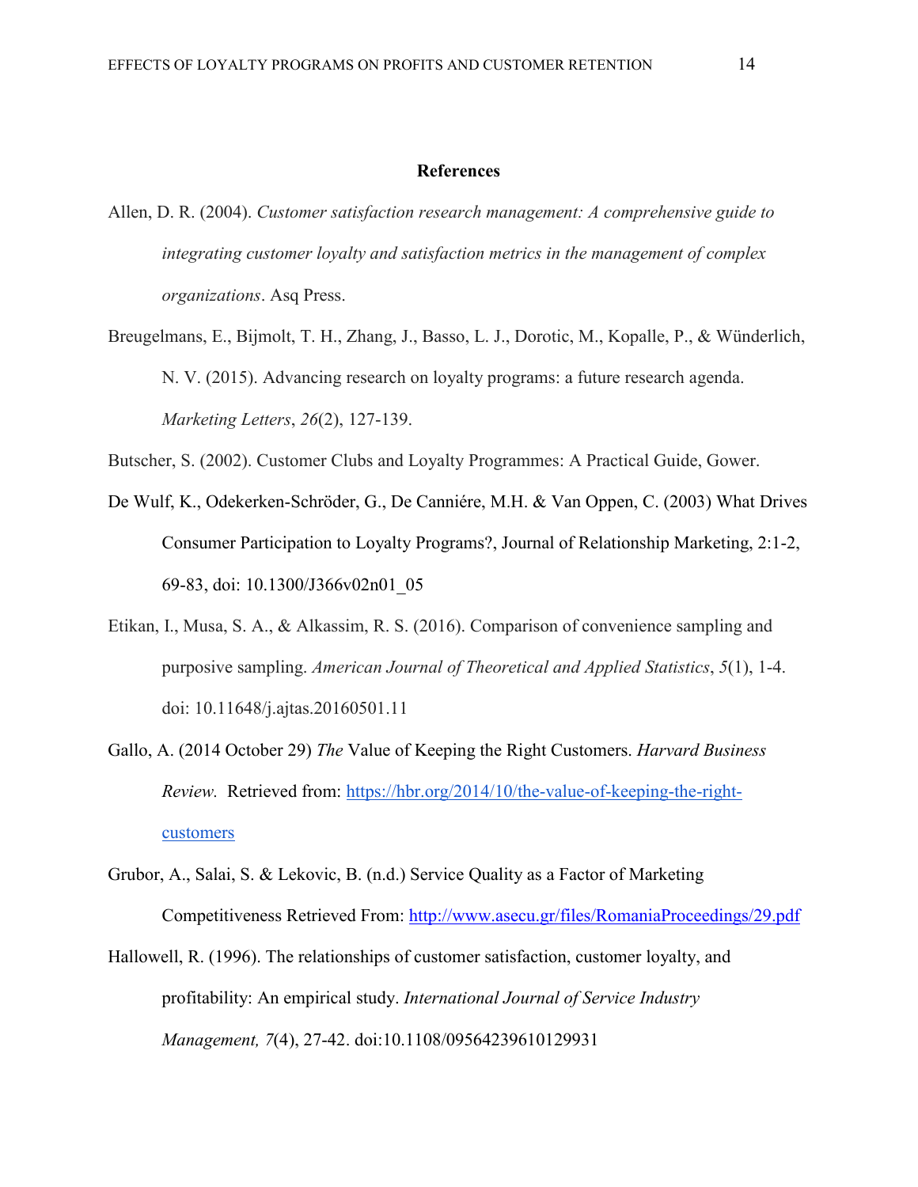# References

Allen, D. R. (2004). *Customer satisfaction research management: A comprehensive guide to integrating customer loyalty and satisfaction metrics in the management of complex organizations*. Asq Press.

Breugelmans, E., Bijmolt, T. H., Zhang, J., Basso, L. J., Dorotic, M., Kopalle, P., & Wünderlich, N. V. (2015). Advancing research on loyalty programs: a future research agenda. *Marketing Letters*, *26*(2), 127-139.

Butscher, S. (2002). Customer Clubs and Loyalty Programmes: A Practical Guide, Gower.

De Wulf, K., Odekerken-Schröder, G., De Canniére, M.H. & Van Oppen, C. (2003) What Drives Consumer Participation to Loyalty Programs?, Journal of Relationship Marketing, 2:1-2, 69-83, doi: 10.1300/J366v02n01_05

Etikan, I., Musa, S. A., & Alkassim, R. S. (2016). Comparison of convenience sampling and purposive sampling. *American Journal of Theoretical and Applied Statistics*, *5*(1), 1-4. doi: 10.11648/j.ajtas.20160501.11

Gallo, A. (2014 October 29) *The* Value of Keeping the Right Customers. *Harvard Business Review.* Retrieved from: https://hbr.org/2014/10/the-value-of-keeping-the-right-customers

Grubor, A., Salai, S. & Lekovic, B. (n.d.) Service Quality as a Factor of Marketing Competitiveness Retrieved From: http://www.asecu.gr/files/RomaniaProceedings/29.pdf

Hallowell, R. (1996). The relationships of customer satisfaction, customer loyalty, and profitability: An empirical study. *International Journal of Service Industry Management, 7*(4), 27-42. doi:10.1108/09564239610129931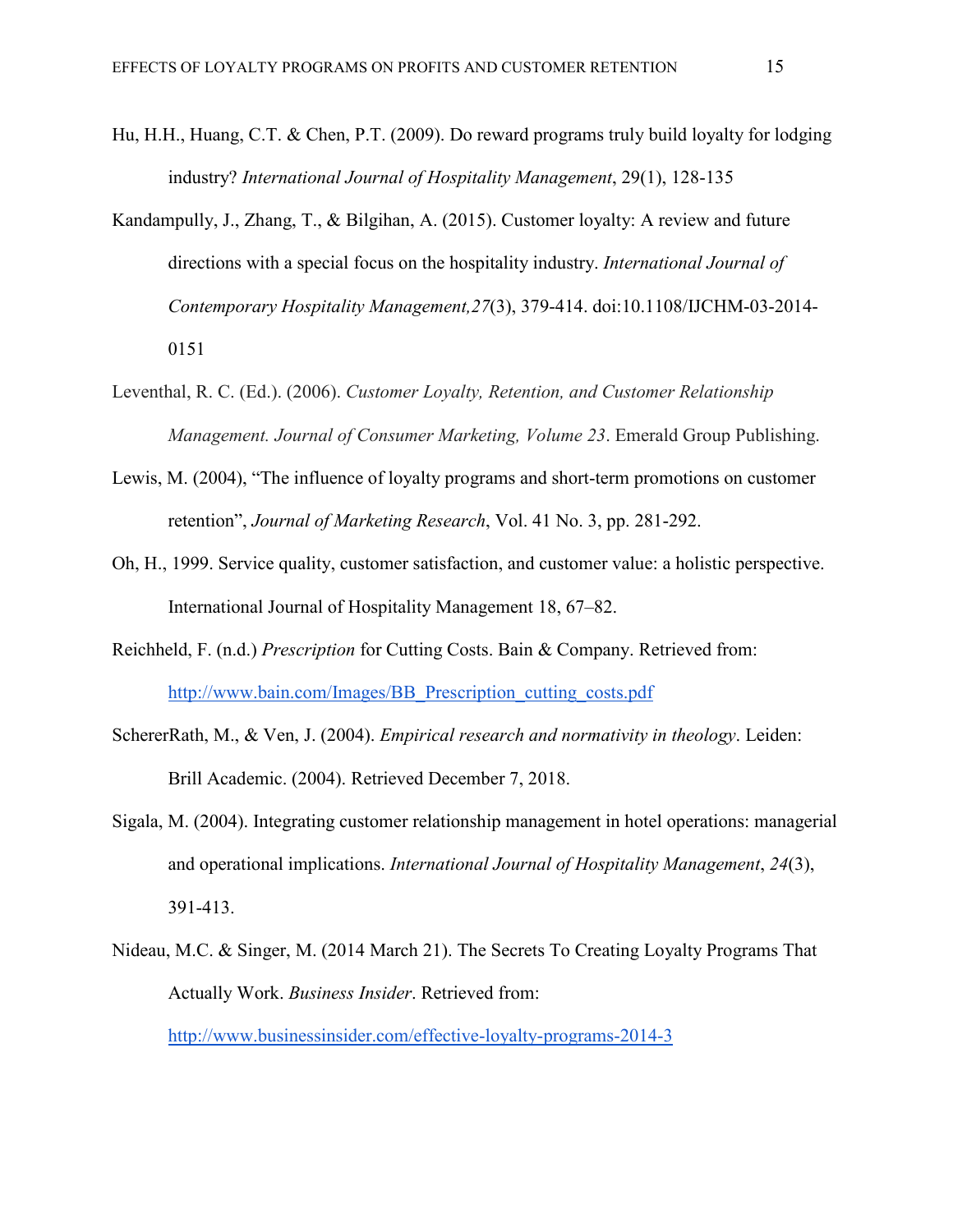Hu, H.H., Huang, C.T. & Chen, P.T. (2009). Do reward programs truly build loyalty for lodging industry? *International Journal of Hospitality Management*, 29(1), 128-135

Kandampully, J., Zhang, T., & Bilgihan, A. (2015). Customer loyalty: A review and future directions with a special focus on the hospitality industry. *International Journal of Contemporary Hospitality Management,27*(3), 379-414. doi:10.1108/IJCHM-03-2014-0151

Leventhal, R. C. (Ed.). (2006). *Customer Loyalty, Retention, and Customer Relationship Management. Journal of Consumer Marketing, Volume 23*. Emerald Group Publishing.

Lewis, M. (2004), "The influence of loyalty programs and short-term promotions on customer retention", *Journal of Marketing Research*, Vol. 41 No. 3, pp. 281-292.

Oh, H., 1999. Service quality, customer satisfaction, and customer value: a holistic perspective. International Journal of Hospitality Management 18, 67–82.

Reichheld, F. (n.d.) *Prescription* for Cutting Costs. Bain & Company. Retrieved from: http://www.bain.com/Images/BB_Prescription_cutting_costs.pdf

SchererRath, M., & Ven, J. (2004). *Empirical research and normativity in theology*. Leiden: Brill Academic. (2004). Retrieved December 7, 2018.

Sigala, M. (2004). Integrating customer relationship management in hotel operations: managerial and operational implications. *International Journal of Hospitality Management*, *24*(3), 391-413.

Nideau, M.C. & Singer, M. (2014 March 21). The Secrets To Creating Loyalty Programs That Actually Work. *Business Insider*. Retrieved from: http://www.businessinsider.com/effective-loyalty-programs-2014-3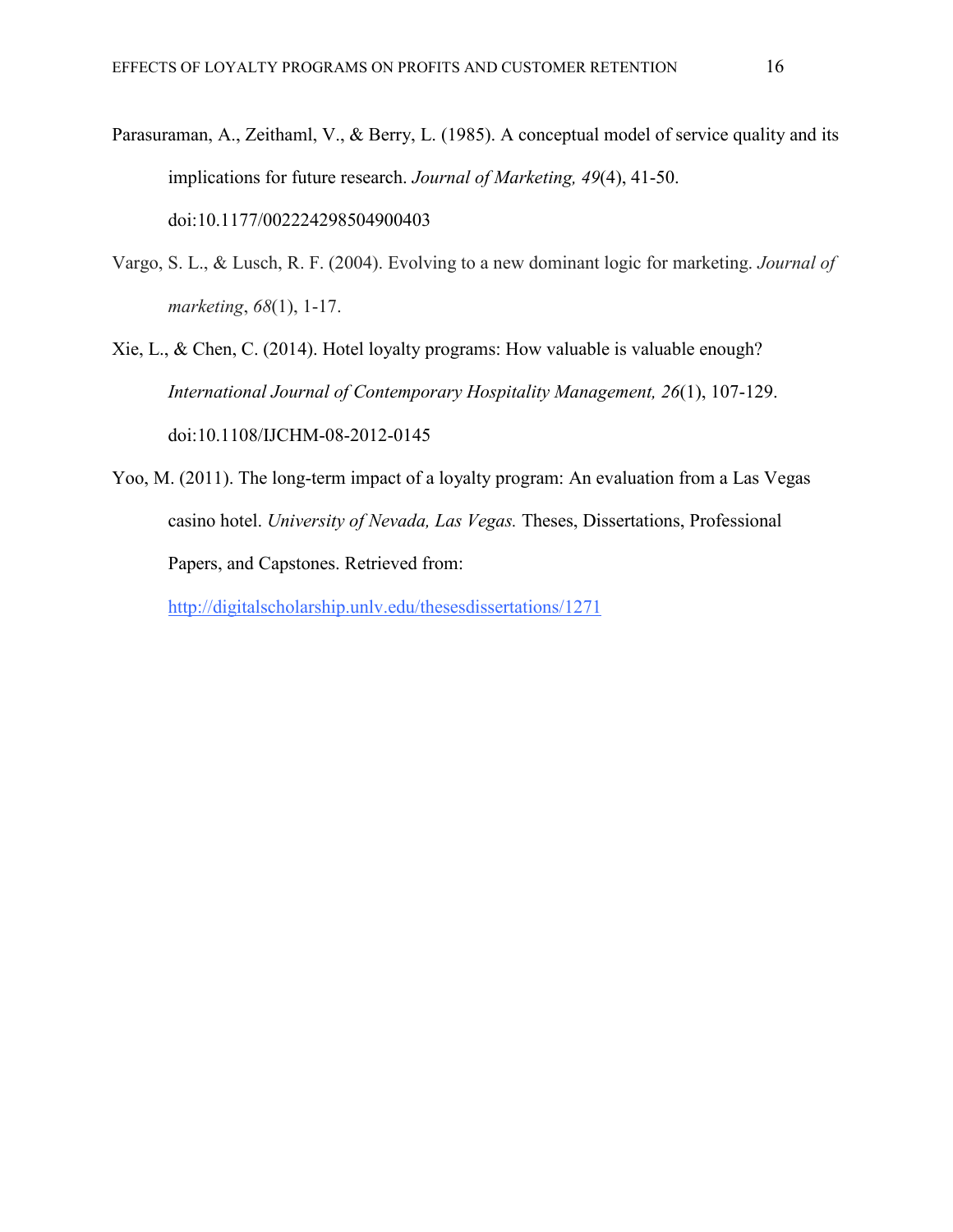Parasuraman, A., Zeithaml, V., & Berry, L. (1985). A conceptual model of service quality and its implications for future research. *Journal of Marketing, 49*(4), 41-50. doi:10.1177/002224298504900403

Vargo, S. L., & Lusch, R. F. (2004). Evolving to a new dominant logic for marketing. *Journal of marketing*, *68*(1), 1-17.

Xie, L., & Chen, C. (2014). Hotel loyalty programs: How valuable is valuable enough? *International Journal of Contemporary Hospitality Management, 26*(1), 107-129. doi:10.1108/IJCHM-08-2012-0145

Yoo, M. (2011). The long-term impact of a loyalty program: An evaluation from a Las Vegas casino hotel. *University of Nevada, Las Vegas.* Theses, Dissertations, Professional Papers, and Capstones. Retrieved from: http://digitalscholarship.unlv.edu/thesesdissertations/1271